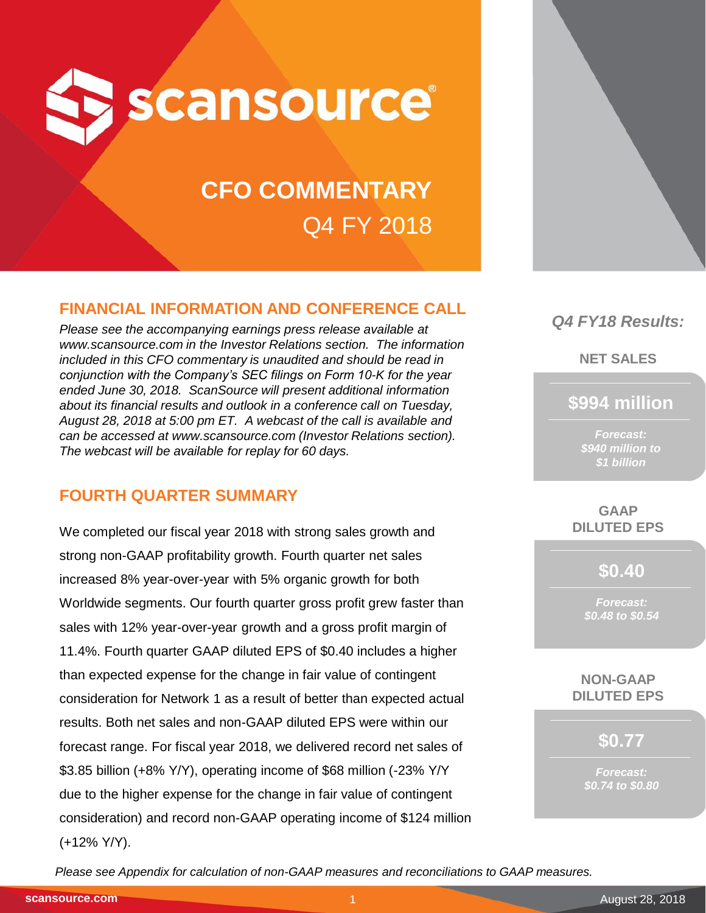# scansource

## CFO COMMENTARY

Q4 FY 2018

## FINANCIAL INFORMATION AND CONFERENCE CALL

*Please see the accompanying earnings press release available at www.scansource.com in the Investor Relations section. The information included in this CFO commentary is unaudited and should be read in conjunction with the Company's SEC filings on Form 10-K for the year ended June 30, 2018. ScanSource will present additional information about its financial results and outlook in a conference call on Tuesday, August 28, 2018 at 5:00 pm ET. A webcast of the call is available and can be accessed at www.scansource.com (Investor Relations section). The webcast will be available for replay for 60 days.*

## FOURTH QUARTER SUMMARY

We completed our fiscal year 2018 with strong sales growth and strong non-GAAP profitability growth. Fourth quarter net sales increased 8% year-over-year with 5% organic growth for both Worldwide segments. Our fourth quarter gross profit grew faster than sales with 12% year-over-year growth and a gross profit margin of 11.4%. Fourth quarter GAAP diluted EPS of $0.40 includes a higher than expected expense for the change in fair value of contingent consideration for Network 1 as a result of better than expected actual results. Both net sales and non-GAAP diluted EPS were within our forecast range. For fiscal year 2018, we delivered record net sales of $3.85 billion (+8% Y/Y), operating income of $68 million (-23% Y/Y due to the higher expense for the change in fair value of contingent consideration) and record non-GAAP operating income of $124 million (+12% Y/Y).

### *Q4 FY18 Results:*

**NET SALES**

**$994 million**

***Forecast: $940 million to $1 billion***

**GAAP DILUTED EPS**

**$0.40**

***Forecast: $0.48 to $0.54***

**NON-GAAP DILUTED EPS**

**$0.77**

***Forecast: $0.74 to $0.80***

*Please see Appendix for calculation of non-GAAP measures and reconciliations to GAAP measures.*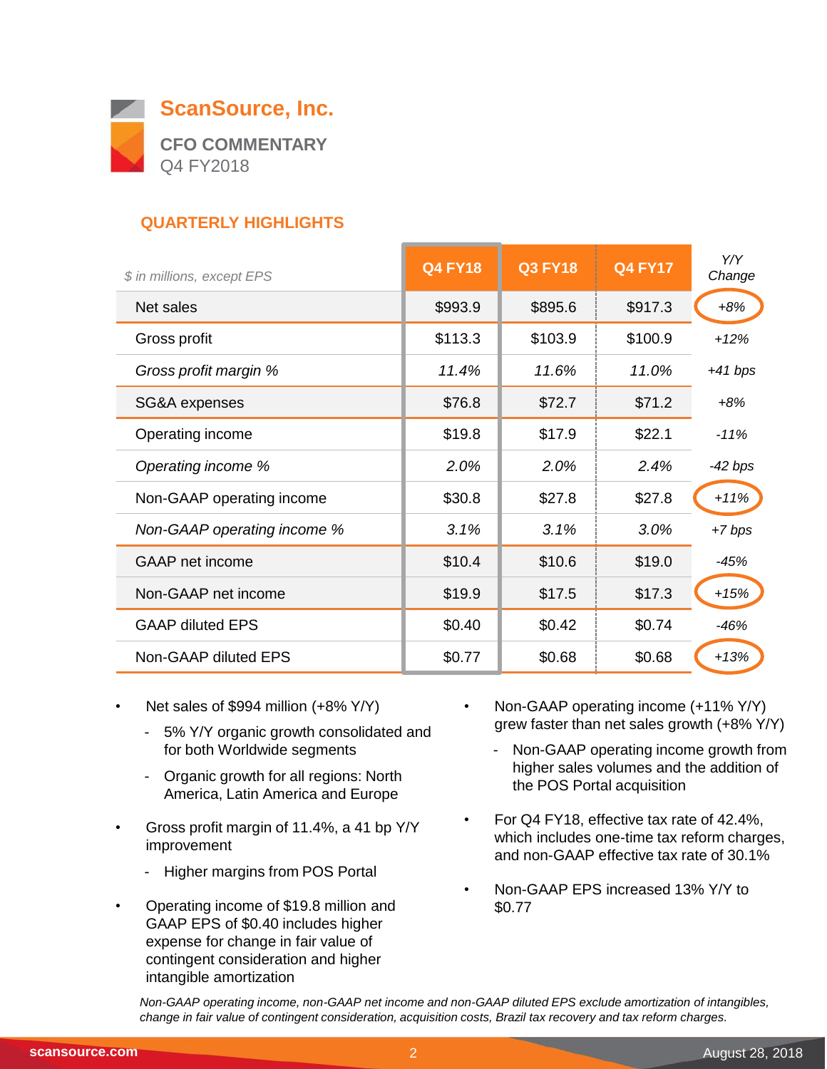# ScanSource, Inc.

## CFO COMMENTARY
Q4 FY2018

### QUARTERLY HIGHLIGHTS

| *$ in millions, except EPS* | Q4 FY18 | Q3 FY18 | Q4 FY17 | *Y/Y Change* |
|---|---|---|---|---|
| Net sales | $993.9 | $895.6 | $917.3 | *+8%* |
| Gross profit | $113.3 | $103.9 | $100.9 | *+12%* |
| *Gross profit margin %* | *11.4%* | *11.6%* | *11.0%* | *+41 bps* |
| SG&A expenses | $76.8 | $72.7 | $71.2 | *+8%* |
| Operating income | $19.8 | $17.9 | $22.1 | *-11%* |
| *Operating income %* | *2.0%* | *2.0%* | *2.4%* | *-42 bps* |
| Non-GAAP operating income | $30.8 | $27.8 | $27.8 | *+11%* |
| *Non-GAAP operating income %* | *3.1%* | *3.1%* | *3.0%* | *+7 bps* |
| GAAP net income | $10.4 | $10.6 | $19.0 | *-45%* |
| Non-GAAP net income | $19.9 | $17.5 | $17.3 | *+15%* |
| GAAP diluted EPS | $0.40 | $0.42 | $0.74 | *-46%* |
| Non-GAAP diluted EPS | $0.77 | $0.68 | $0.68 | *+13%* |

- Net sales of $994 million (+8% Y/Y)
  - 5% Y/Y organic growth consolidated and for both Worldwide segments
  - Organic growth for all regions: North America, Latin America and Europe
- Gross profit margin of 11.4%, a 41 bp Y/Y improvement
  - Higher margins from POS Portal
- Operating income of $19.8 million and GAAP EPS of $0.40 includes higher expense for change in fair value of contingent consideration and higher intangible amortization
- Non-GAAP operating income (+11% Y/Y) grew faster than net sales growth (+8% Y/Y)
  - Non-GAAP operating income growth from higher sales volumes and the addition of the POS Portal acquisition
- For Q4 FY18, effective tax rate of 42.4%, which includes one-time tax reform charges, and non-GAAP effective tax rate of 30.1%
- Non-GAAP EPS increased 13% Y/Y to $0.77

*Non-GAAP operating income, non-GAAP net income and non-GAAP diluted EPS exclude amortization of intangibles, change in fair value of contingent consideration, acquisition costs, Brazil tax recovery and tax reform charges.*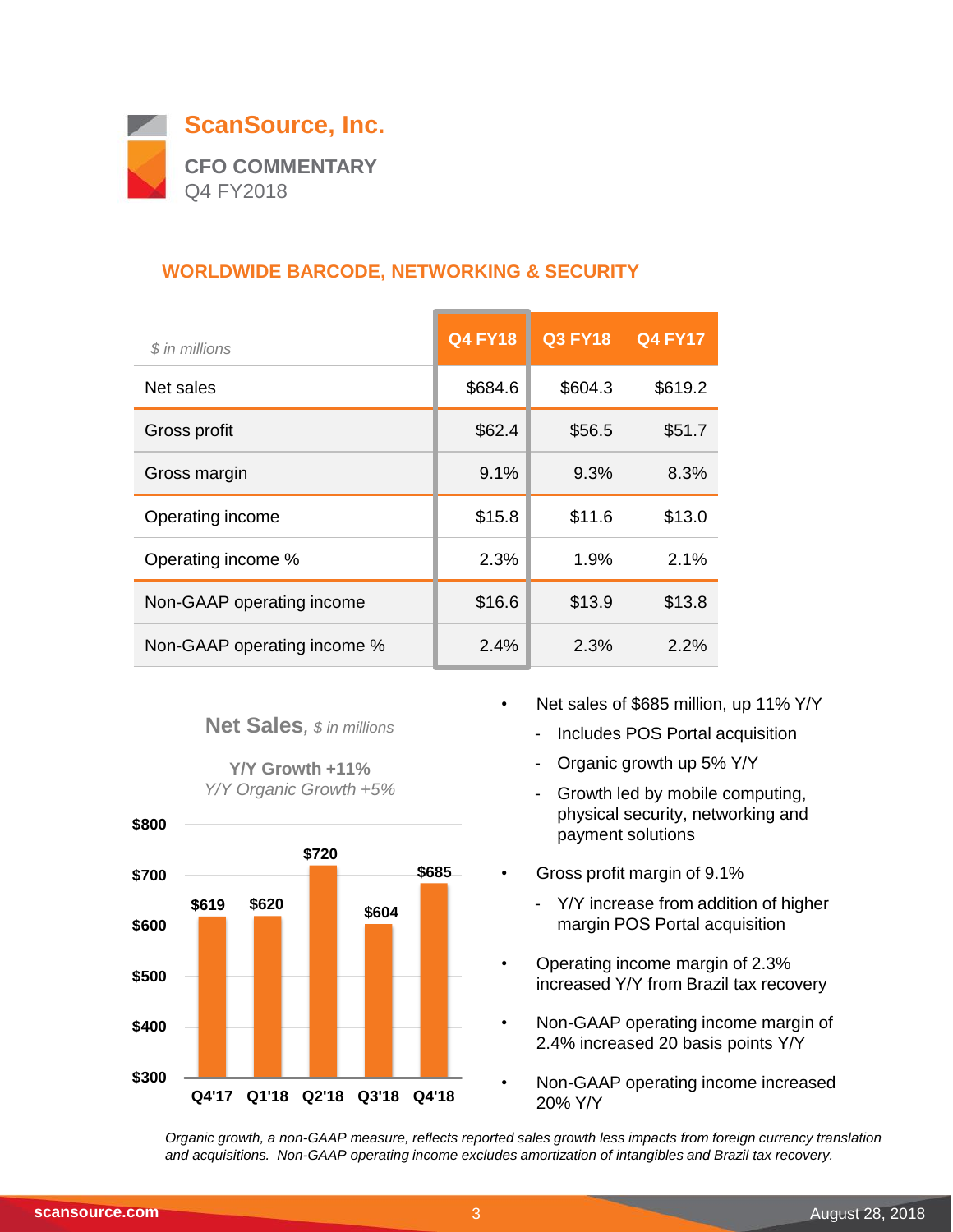# ScanSource, Inc.

## CFO COMMENTARY

Q4 FY2018

### WORLDWIDE BARCODE, NETWORKING & SECURITY

| *$ in millions* | Q4 FY18 | Q3 FY18 | Q4 FY17 |
|---|---|---|---|
| Net sales | $684.6 | $604.3 | $619.2 |
| Gross profit | $62.4 | $56.5 | $51.7 |
| Gross margin | 9.1% | 9.3% | 8.3% |
| Operating income | $15.8 | $11.6 | $13.0 |
| Operating income % | 2.3% | 1.9% | 2.1% |
| Non-GAAP operating income | $16.6 | $13.9 | $13.8 |
| Non-GAAP operating income % | 2.4% | 2.3% | 2.2% |

**Net Sales**, *$ in millions*

**Y/Y Growth +11%**

*Y/Y Organic Growth +5%*

| Quarter | Net Sales |
|---|---|
| Q4'17 | $619 |
| Q1'18 | $620 |
| Q2'18 | $720 |
| Q3'18 | $604 |
| Q4'18 | $685 |

- Net sales of $685 million, up 11% Y/Y
  - Includes POS Portal acquisition
  - Organic growth up 5% Y/Y
  - Growth led by mobile computing, physical security, networking and payment solutions
- Gross profit margin of 9.1%
  - Y/Y increase from addition of higher margin POS Portal acquisition
- Operating income margin of 2.3% increased Y/Y from Brazil tax recovery
- Non-GAAP operating income margin of 2.4% increased 20 basis points Y/Y
- Non-GAAP operating income increased 20% Y/Y

*Organic growth, a non-GAAP measure, reflects reported sales growth less impacts from foreign currency translation and acquisitions. Non-GAAP operating income excludes amortization of intangibles and Brazil tax recovery.*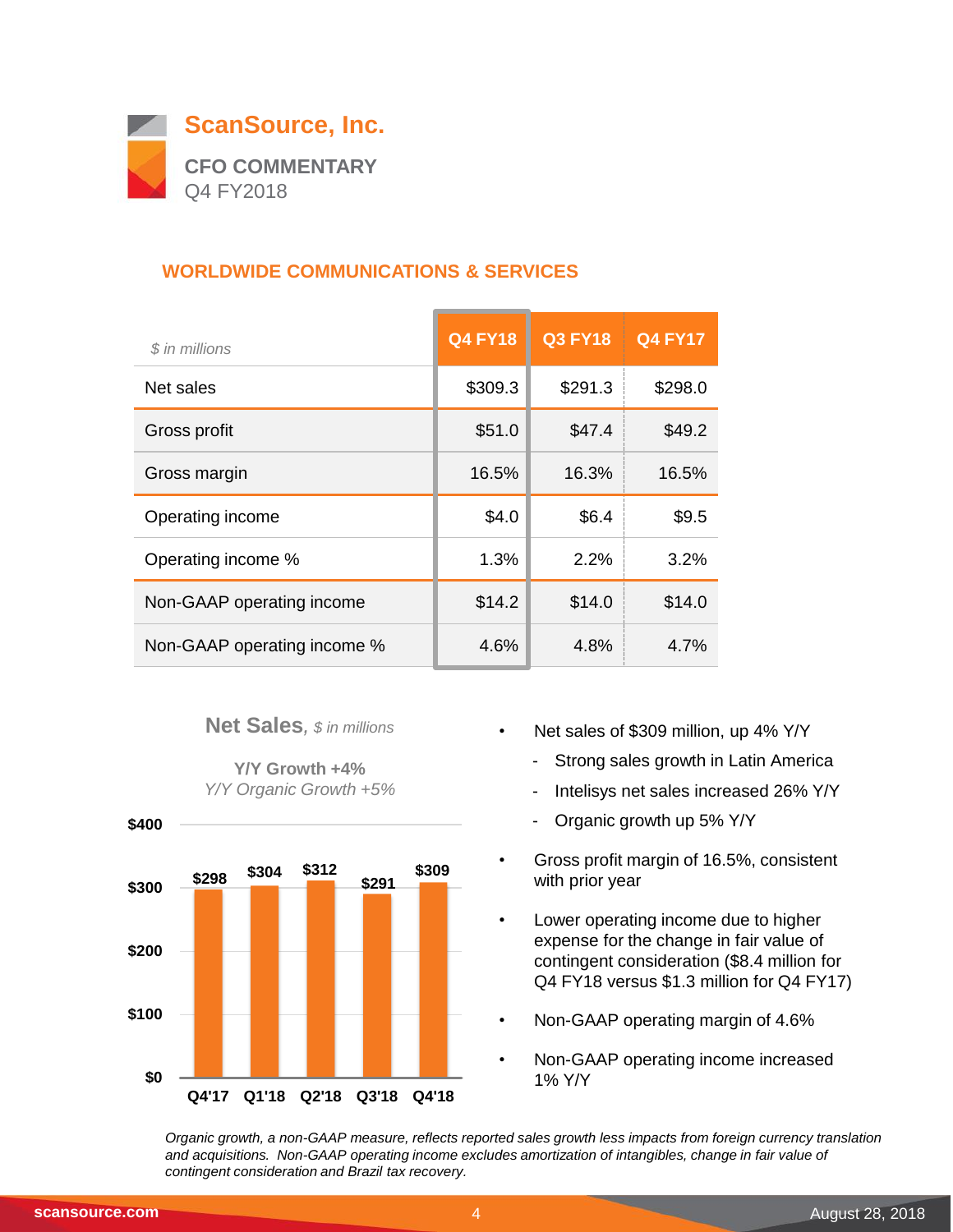# ScanSource, Inc.

**CFO COMMENTARY**
Q4 FY2018

## WORLDWIDE COMMUNICATIONS & SERVICES

| *$ in millions* | Q4 FY18 | Q3 FY18 | Q4 FY17 |
|---|---|---|---|
| Net sales | $309.3 | $291.3 | $298.0 |
| Gross profit | $51.0 | $47.4 | $49.2 |
| Gross margin | 16.5% | 16.3% | 16.5% |
| Operating income | $4.0 | $6.4 | $9.5 |
| Operating income % | 1.3% | 2.2% | 3.2% |
| Non-GAAP operating income | $14.2 | $14.0 | $14.0 |
| Non-GAAP operating income % | 4.6% | 4.8% | 4.7% |

**Net Sales**, *$ in millions*

**Y/Y Growth +4%**
*Y/Y Organic Growth +5%*

| Quarter | Net Sales |
|---|---|
| Q4'17 | $298 |
| Q1'18 | $304 |
| Q2'18 | $312 |
| Q3'18 | $291 |
| Q4'18 | $309 |

- Net sales of $309 million, up 4% Y/Y
  - Strong sales growth in Latin America
  - Intelisys net sales increased 26% Y/Y
  - Organic growth up 5% Y/Y
- Gross profit margin of 16.5%, consistent with prior year
- Lower operating income due to higher expense for the change in fair value of contingent consideration ($8.4 million for Q4 FY18 versus $1.3 million for Q4 FY17)
- Non-GAAP operating margin of 4.6%
- Non-GAAP operating income increased 1% Y/Y

*Organic growth, a non-GAAP measure, reflects reported sales growth less impacts from foreign currency translation and acquisitions. Non-GAAP operating income excludes amortization of intangibles, change in fair value of contingent consideration and Brazil tax recovery.*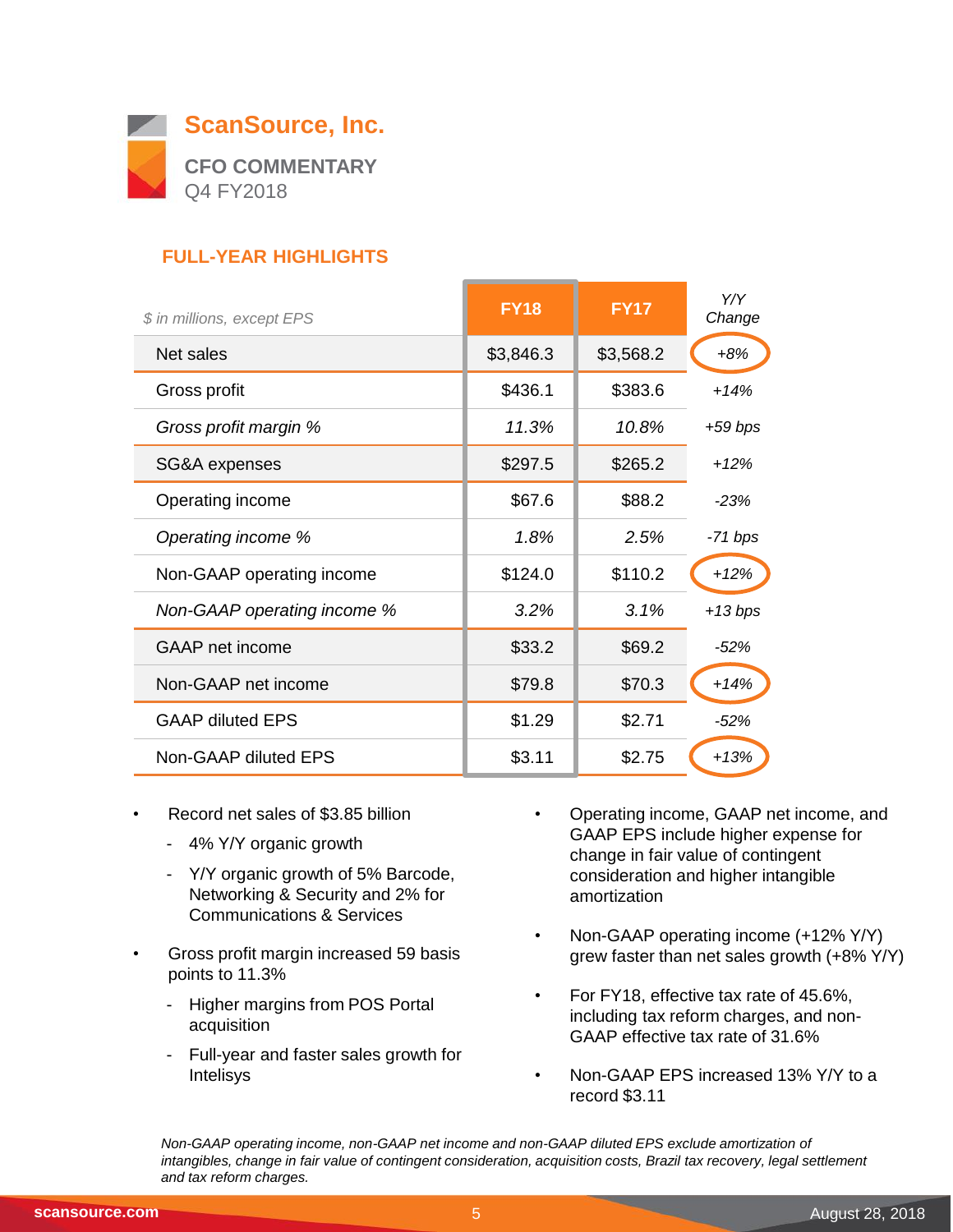# ScanSource, Inc.

## CFO COMMENTARY

Q4 FY2018

### FULL-YEAR HIGHLIGHTS

| *$ in millions, except EPS* | FY18 | FY17 | *Y/Y Change* |
|---|---|---|---|
| Net sales | $3,846.3 | $3,568.2 | *+8%* |
| Gross profit | $436.1 | $383.6 | *+14%* |
| *Gross profit margin %* | *11.3%* | *10.8%* | *+59 bps* |
| SG&A expenses | $297.5 | $265.2 | *+12%* |
| Operating income | $67.6 | $88.2 | *-23%* |
| *Operating income %* | *1.8%* | *2.5%* | *-71 bps* |
| Non-GAAP operating income | $124.0 | $110.2 | *+12%* |
| *Non-GAAP operating income %* | *3.2%* | *3.1%* | *+13 bps* |
| GAAP net income | $33.2 | $69.2 | *-52%* |
| Non-GAAP net income | $79.8 | $70.3 | *+14%* |
| GAAP diluted EPS | $1.29 | $2.71 | *-52%* |
| Non-GAAP diluted EPS | $3.11 | $2.75 | *+13%* |

- Record net sales of $3.85 billion
  - 4% Y/Y organic growth
  - Y/Y organic growth of 5% Barcode, Networking & Security and 2% for Communications & Services
- Gross profit margin increased 59 basis points to 11.3%
  - Higher margins from POS Portal acquisition
  - Full-year and faster sales growth for Intelisys
- Operating income, GAAP net income, and GAAP EPS include higher expense for change in fair value of contingent consideration and higher intangible amortization
- Non-GAAP operating income (+12% Y/Y) grew faster than net sales growth (+8% Y/Y)
- For FY18, effective tax rate of 45.6%, including tax reform charges, and non-GAAP effective tax rate of 31.6%
- Non-GAAP EPS increased 13% Y/Y to a record $3.11

*Non-GAAP operating income, non-GAAP net income and non-GAAP diluted EPS exclude amortization of intangibles, change in fair value of contingent consideration, acquisition costs, Brazil tax recovery, legal settlement and tax reform charges.*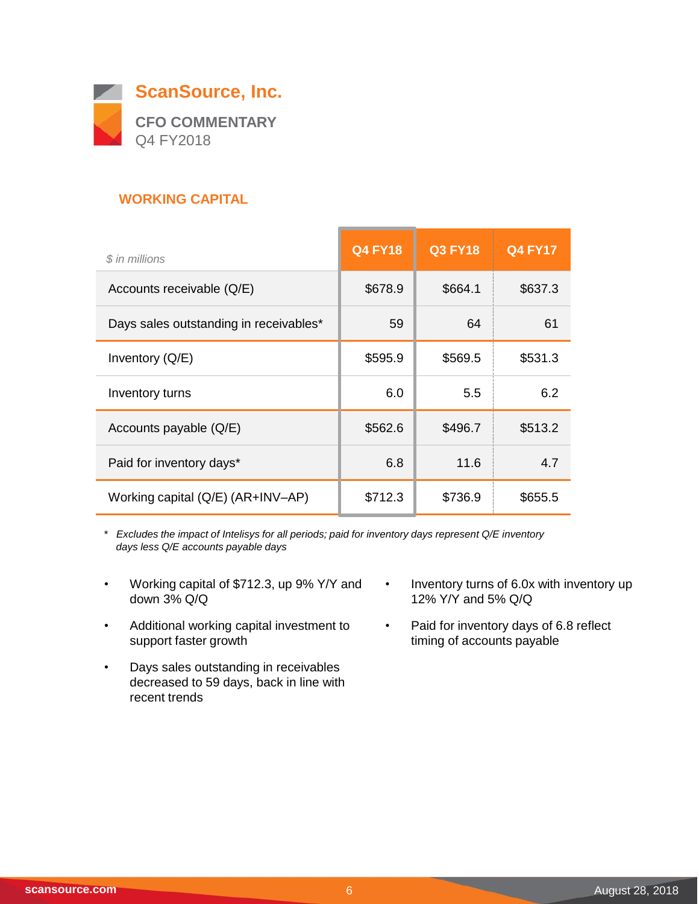# ScanSource, Inc.

## CFO COMMENTARY
Q4 FY2018

### WORKING CAPITAL

| *$ in millions* | Q4 FY18 | Q3 FY18 | Q4 FY17 |
|---|---|---|---|
| Accounts receivable (Q/E) | $678.9 | $664.1 | $637.3 |
| Days sales outstanding in receivables* | 59 | 64 | 61 |
| Inventory (Q/E) | $595.9 | $569.5 | $531.3 |
| Inventory turns | 6.0 | 5.5 | 6.2 |
| Accounts payable (Q/E) | $562.6 | $496.7 | $513.2 |
| Paid for inventory days* | 6.8 | 11.6 | 4.7 |
| Working capital (Q/E) (AR+INV–AP) | $712.3 | $736.9 | $655.5 |

\* *Excludes the impact of Intelisys for all periods; paid for inventory days represent Q/E inventory days less Q/E accounts payable days*

- Working capital of $712.3, up 9% Y/Y and down 3% Q/Q
- Additional working capital investment to support faster growth
- Days sales outstanding in receivables decreased to 59 days, back in line with recent trends
- Inventory turns of 6.0x with inventory up 12% Y/Y and 5% Q/Q
- Paid for inventory days of 6.8 reflect timing of accounts payable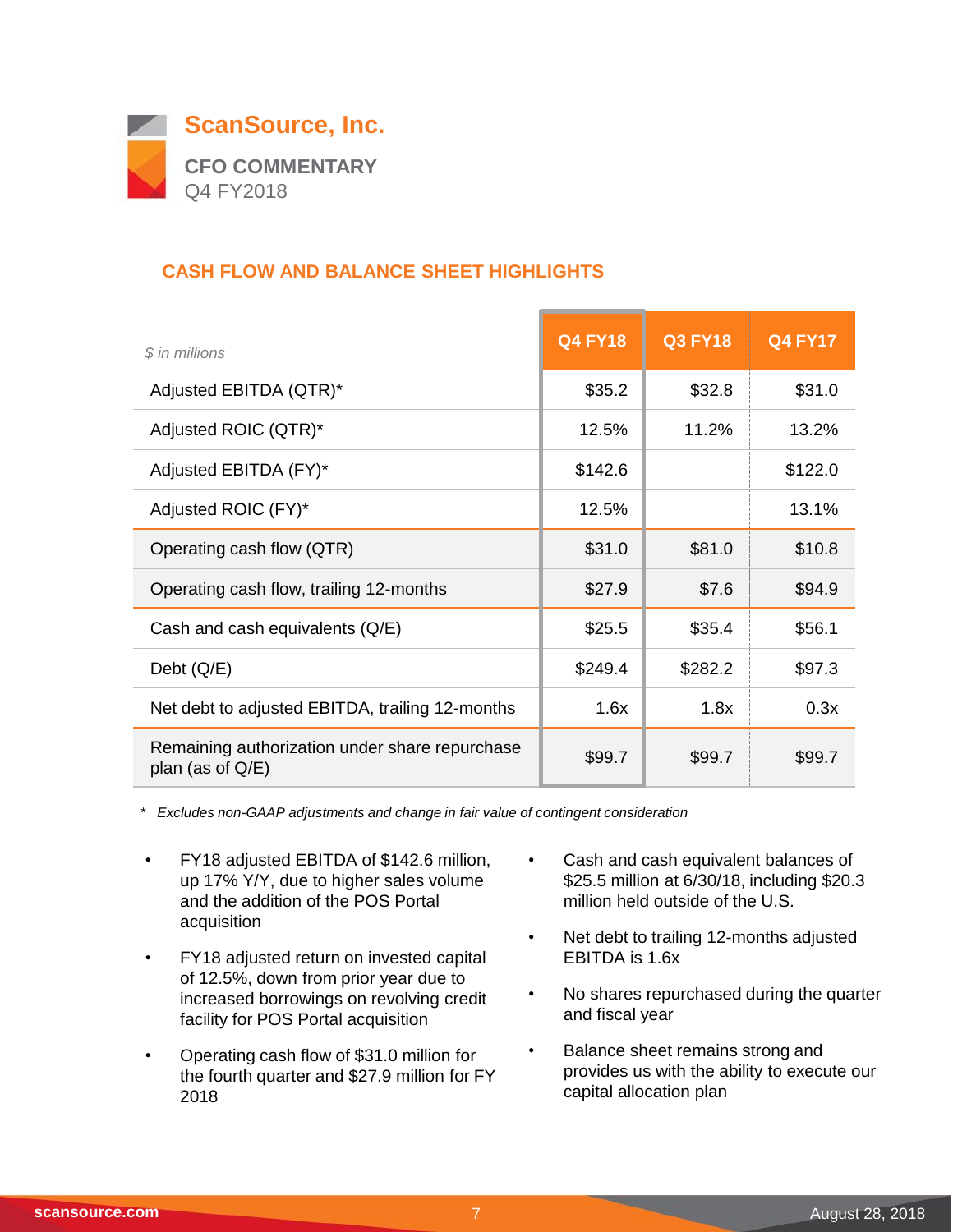# ScanSource, Inc.

## CFO COMMENTARY
Q4 FY2018

### CASH FLOW AND BALANCE SHEET HIGHLIGHTS

| *$ in millions* | Q4 FY18 | Q3 FY18 | Q4 FY17 |
|---|---|---|---|
| Adjusted EBITDA (QTR)* | $35.2 | $32.8 | $31.0 |
| Adjusted ROIC (QTR)* | 12.5% | 11.2% | 13.2% |
| Adjusted EBITDA (FY)* | $142.6 | | $122.0 |
| Adjusted ROIC (FY)* | 12.5% | | 13.1% |
| Operating cash flow (QTR) | $31.0 | $81.0 | $10.8 |
| Operating cash flow, trailing 12-months | $27.9 | $7.6 | $94.9 |
| Cash and cash equivalents (Q/E) | $25.5 | $35.4 | $56.1 |
| Debt (Q/E) | $249.4 | $282.2 | $97.3 |
| Net debt to adjusted EBITDA, trailing 12-months | 1.6x | 1.8x | 0.3x |
| Remaining authorization under share repurchase plan (as of Q/E) | $99.7 | $99.7 | $99.7 |

\* *Excludes non-GAAP adjustments and change in fair value of contingent consideration*

- FY18 adjusted EBITDA of $142.6 million, up 17% Y/Y, due to higher sales volume and the addition of the POS Portal acquisition
- FY18 adjusted return on invested capital of 12.5%, down from prior year due to increased borrowings on revolving credit facility for POS Portal acquisition
- Operating cash flow of $31.0 million for the fourth quarter and $27.9 million for FY 2018
- Cash and cash equivalent balances of $25.5 million at 6/30/18, including $20.3 million held outside of the U.S.
- Net debt to trailing 12-months adjusted EBITDA is 1.6x
- No shares repurchased during the quarter and fiscal year
- Balance sheet remains strong and provides us with the ability to execute our capital allocation plan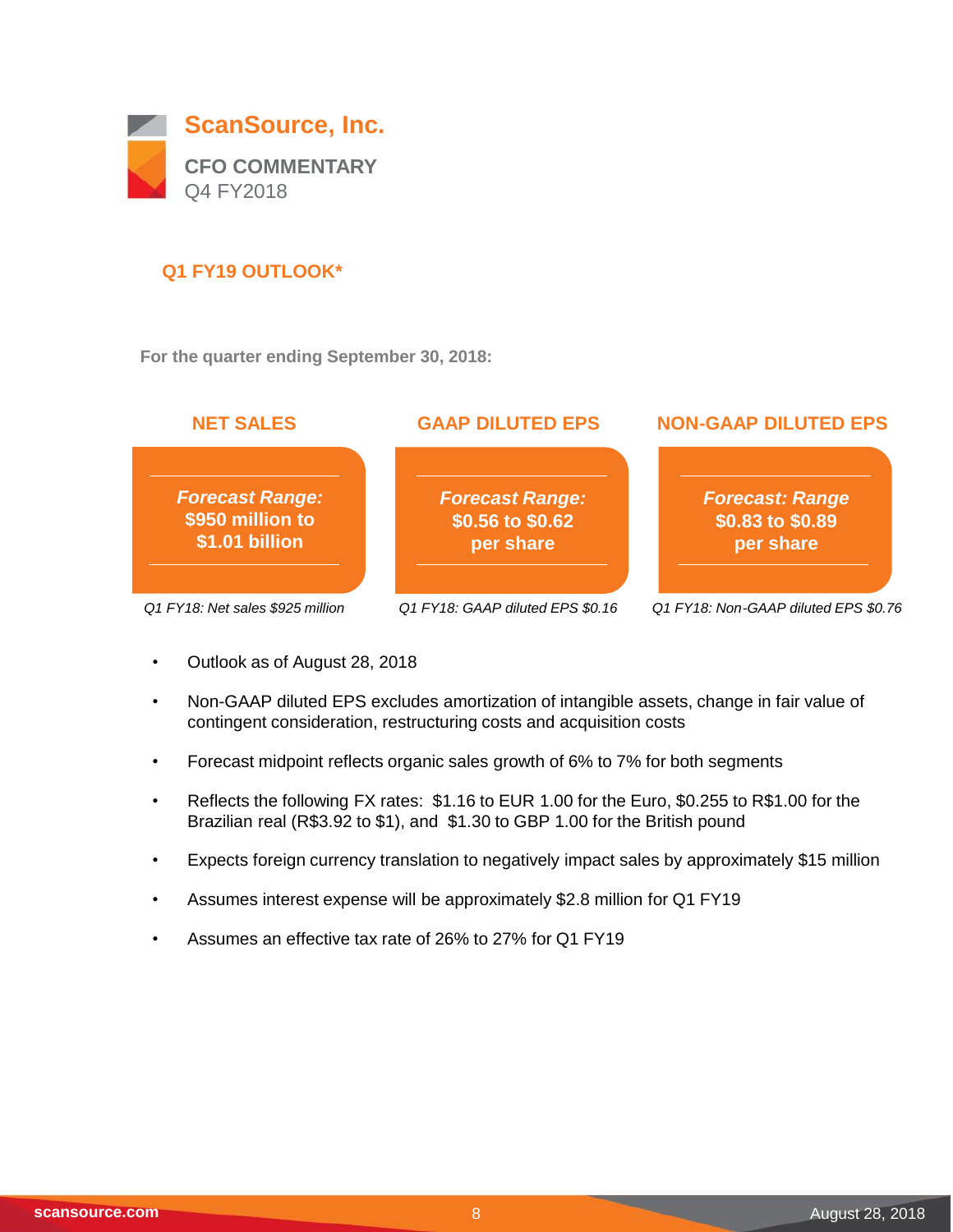# ScanSource, Inc.

**CFO COMMENTARY**
Q4 FY2018

## Q1 FY19 OUTLOOK*

**For the quarter ending September 30, 2018:**

| NET SALES | GAAP DILUTED EPS | NON-GAAP DILUTED EPS |
|---|---|---|
| ***Forecast Range:*** **$950 million to $1.01 billion** | ***Forecast Range:*** **$0.56 to $0.62 per share** | ***Forecast: Range*** **$0.83 to $0.89 per share** |
| *Q1 FY18: Net sales $925 million* | *Q1 FY18: GAAP diluted EPS $0.16* | *Q1 FY18: Non-GAAP diluted EPS $0.76* |

- Outlook as of August 28, 2018
- Non-GAAP diluted EPS excludes amortization of intangible assets, change in fair value of contingent consideration, restructuring costs and acquisition costs
- Forecast midpoint reflects organic sales growth of 6% to 7% for both segments
- Reflects the following FX rates: $1.16 to EUR 1.00 for the Euro, $0.255 to R$1.00 for the Brazilian real (R$3.92 to $1), and $1.30 to GBP 1.00 for the British pound
- Expects foreign currency translation to negatively impact sales by approximately $15 million
- Assumes interest expense will be approximately $2.8 million for Q1 FY19
- Assumes an effective tax rate of 26% to 27% for Q1 FY19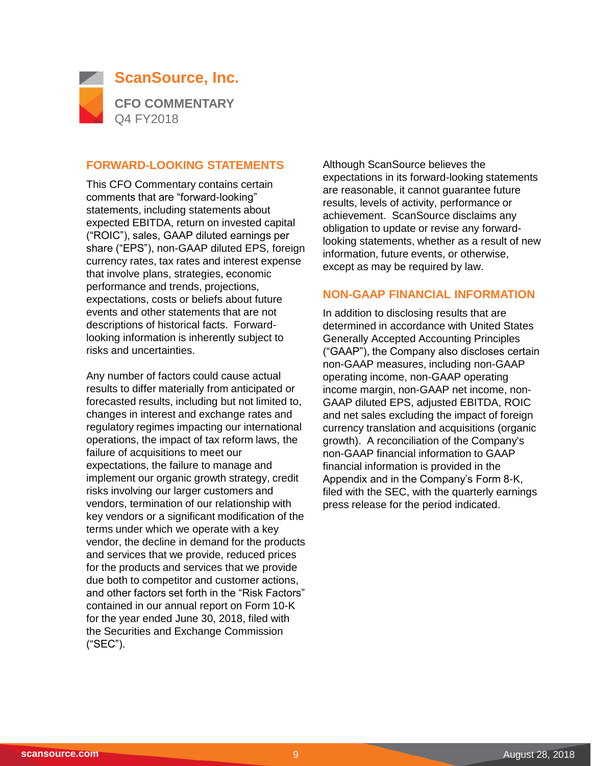# ScanSource, Inc.

## CFO COMMENTARY

Q4 FY2018

### FORWARD-LOOKING STATEMENTS

This CFO Commentary contains certain comments that are “forward-looking” statements, including statements about expected EBITDA, return on invested capital (“ROIC”), sales, GAAP diluted earnings per share (“EPS”), non-GAAP diluted EPS, foreign currency rates, tax rates and interest expense that involve plans, strategies, economic performance and trends, projections, expectations, costs or beliefs about future events and other statements that are not descriptions of historical facts. Forward-looking information is inherently subject to risks and uncertainties.

Any number of factors could cause actual results to differ materially from anticipated or forecasted results, including but not limited to, changes in interest and exchange rates and regulatory regimes impacting our international operations, the impact of tax reform laws, the failure of acquisitions to meet our expectations, the failure to manage and implement our organic growth strategy, credit risks involving our larger customers and vendors, termination of our relationship with key vendors or a significant modification of the terms under which we operate with a key vendor, the decline in demand for the products and services that we provide, reduced prices for the products and services that we provide due both to competitor and customer actions, and other factors set forth in the “Risk Factors” contained in our annual report on Form 10-K for the year ended June 30, 2018, filed with the Securities and Exchange Commission (“SEC”).

Although ScanSource believes the expectations in its forward-looking statements are reasonable, it cannot guarantee future results, levels of activity, performance or achievement. ScanSource disclaims any obligation to update or revise any forward-looking statements, whether as a result of new information, future events, or otherwise, except as may be required by law.

### NON-GAAP FINANCIAL INFORMATION

In addition to disclosing results that are determined in accordance with United States Generally Accepted Accounting Principles (“GAAP”), the Company also discloses certain non-GAAP measures, including non-GAAP operating income, non-GAAP operating income margin, non-GAAP net income, non-GAAP diluted EPS, adjusted EBITDA, ROIC and net sales excluding the impact of foreign currency translation and acquisitions (organic growth). A reconciliation of the Company's non-GAAP financial information to GAAP financial information is provided in the Appendix and in the Company’s Form 8-K, filed with the SEC, with the quarterly earnings press release for the period indicated.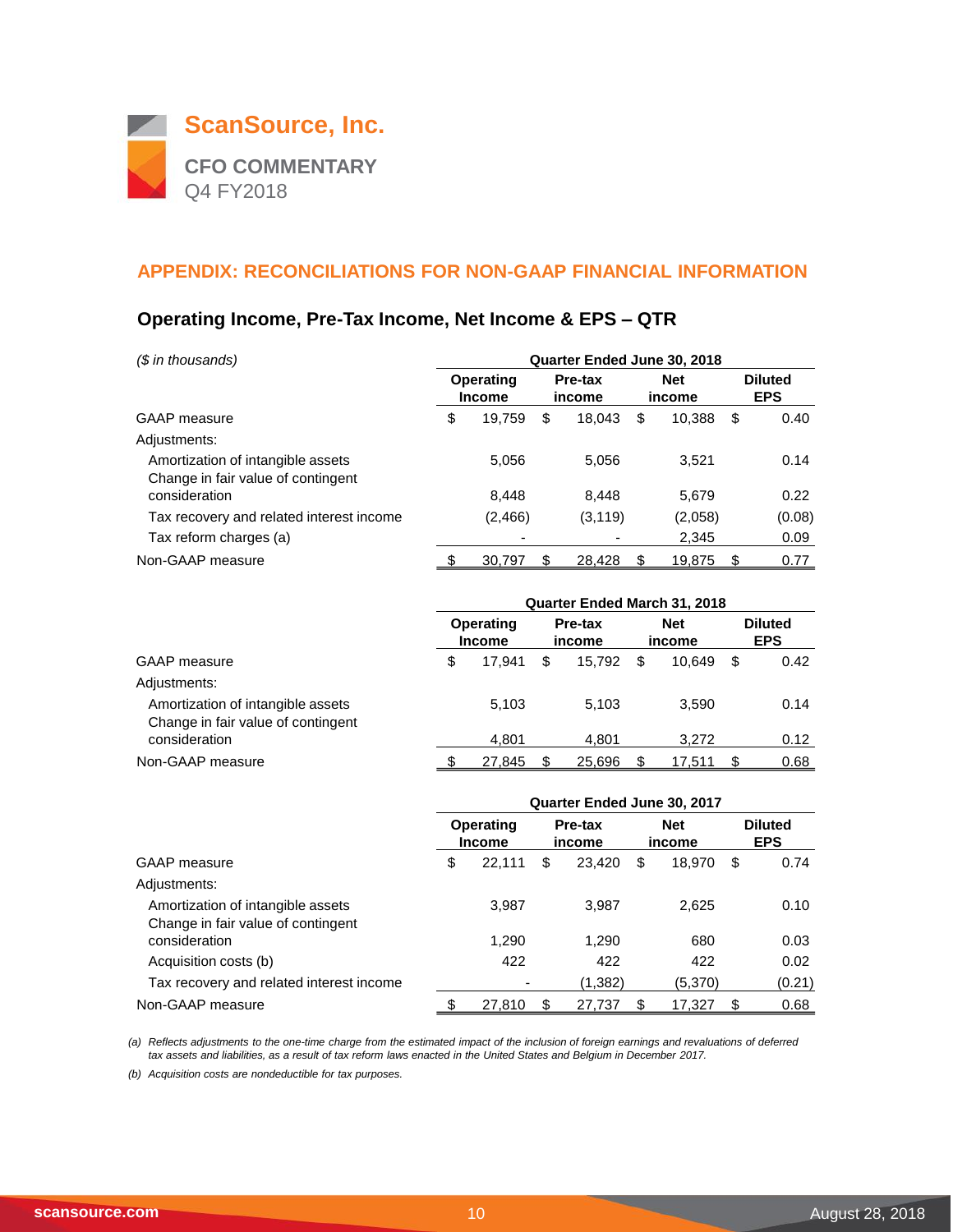ScanSource, Inc.

CFO COMMENTARY

Q4 FY2018

## APPENDIX: RECONCILIATIONS FOR NON-GAAP FINANCIAL INFORMATION

### Operating Income, Pre-Tax Income, Net Income & EPS – QTR

| *($ in thousands)* | Quarter Ended June 30, 2018 | | | |
|---|---|---|---|---|
| | Operating Income | Pre-tax income | Net income | Diluted EPS |
| GAAP measure | $ 19,759 | $ 18,043 | $ 10,388 | $ 0.40 |
| Adjustments: | | | | |
| Amortization of intangible assets | 5,056 | 5,056 | 3,521 | 0.14 |
| Change in fair value of contingent consideration | 8,448 | 8,448 | 5,679 | 0.22 |
| Tax recovery and related interest income | (2,466) | (3,119) | (2,058) | (0.08) |
| Tax reform charges (a) | - | - | 2,345 | 0.09 |
| Non-GAAP measure | $ 30,797 | $ 28,428 | $ 19,875 | $ 0.77 |

| | Quarter Ended March 31, 2018 | | | |
|---|---|---|---|---|
| | Operating Income | Pre-tax income | Net income | Diluted EPS |
| GAAP measure | $ 17,941 | $ 15,792 | $ 10,649 | $ 0.42 |
| Adjustments: | | | | |
| Amortization of intangible assets | 5,103 | 5,103 | 3,590 | 0.14 |
| Change in fair value of contingent consideration | 4,801 | 4,801 | 3,272 | 0.12 |
| Non-GAAP measure | $ 27,845 | $ 25,696 | $ 17,511 | $ 0.68 |

| | Quarter Ended June 30, 2017 | | | |
|---|---|---|---|---|
| | Operating Income | Pre-tax income | Net income | Diluted EPS |
| GAAP measure | $ 22,111 | $ 23,420 | $ 18,970 | $ 0.74 |
| Adjustments: | | | | |
| Amortization of intangible assets | 3,987 | 3,987 | 2,625 | 0.10 |
| Change in fair value of contingent consideration | 1,290 | 1,290 | 680 | 0.03 |
| Acquisition costs (b) | 422 | 422 | 422 | 0.02 |
| Tax recovery and related interest income | - | (1,382) | (5,370) | (0.21) |
| Non-GAAP measure | $ 27,810 | $ 27,737 | $ 17,327 | $ 0.68 |

*(a) Reflects adjustments to the one-time charge from the estimated impact of the inclusion of foreign earnings and revaluations of deferred tax assets and liabilities, as a result of tax reform laws enacted in the United States and Belgium in December 2017.*

*(b) Acquisition costs are nondeductible for tax purposes.*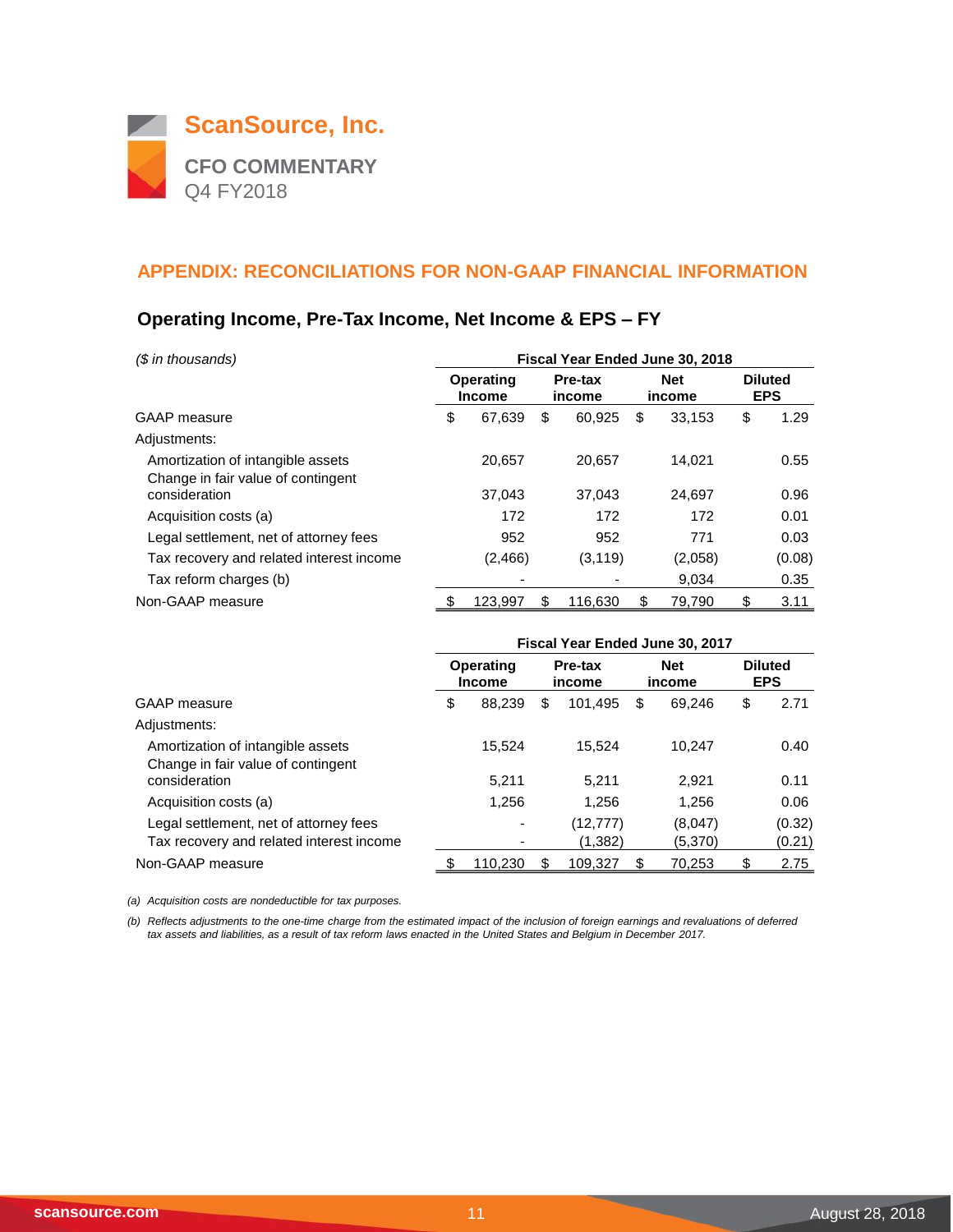# ScanSource, Inc.

**CFO COMMENTARY**
Q4 FY2018

## APPENDIX: RECONCILIATIONS FOR NON-GAAP FINANCIAL INFORMATION

### Operating Income, Pre-Tax Income, Net Income & EPS – FY

| *($ in thousands)* | Fiscal Year Ended June 30, 2018 | | | |
|---|---|---|---|---|
| | **Operating Income** | **Pre-tax income** | **Net income** | **Diluted EPS** |
| GAAP measure | $ 67,639 | $ 60,925 | $ 33,153 | $ 1.29 |
| Adjustments: | | | | |
| Amortization of intangible assets | 20,657 | 20,657 | 14,021 | 0.55 |
| Change in fair value of contingent consideration | 37,043 | 37,043 | 24,697 | 0.96 |
| Acquisition costs (a) | 172 | 172 | 172 | 0.01 |
| Legal settlement, net of attorney fees | 952 | 952 | 771 | 0.03 |
| Tax recovery and related interest income | (2,466) | (3,119) | (2,058) | (0.08) |
| Tax reform charges (b) | - | - | 9,034 | 0.35 |
| Non-GAAP measure | $ 123,997 | $ 116,630 | $ 79,790 | $ 3.11 |

| | Fiscal Year Ended June 30, 2017 | | | |
|---|---|---|---|---|
| | **Operating Income** | **Pre-tax income** | **Net income** | **Diluted EPS** |
| GAAP measure | $ 88,239 | $ 101,495 | $ 69,246 | $ 2.71 |
| Adjustments: | | | | |
| Amortization of intangible assets | 15,524 | 15,524 | 10,247 | 0.40 |
| Change in fair value of contingent consideration | 5,211 | 5,211 | 2,921 | 0.11 |
| Acquisition costs (a) | 1,256 | 1,256 | 1,256 | 0.06 |
| Legal settlement, net of attorney fees | - | (12,777) | (8,047) | (0.32) |
| Tax recovery and related interest income | - | (1,382) | (5,370) | (0.21) |
| Non-GAAP measure | $ 110,230 | $ 109,327 | $ 70,253 | $ 2.75 |

*(a) Acquisition costs are nondeductible for tax purposes.*

*(b) Reflects adjustments to the one-time charge from the estimated impact of the inclusion of foreign earnings and revaluations of deferred tax assets and liabilities, as a result of tax reform laws enacted in the United States and Belgium in December 2017.*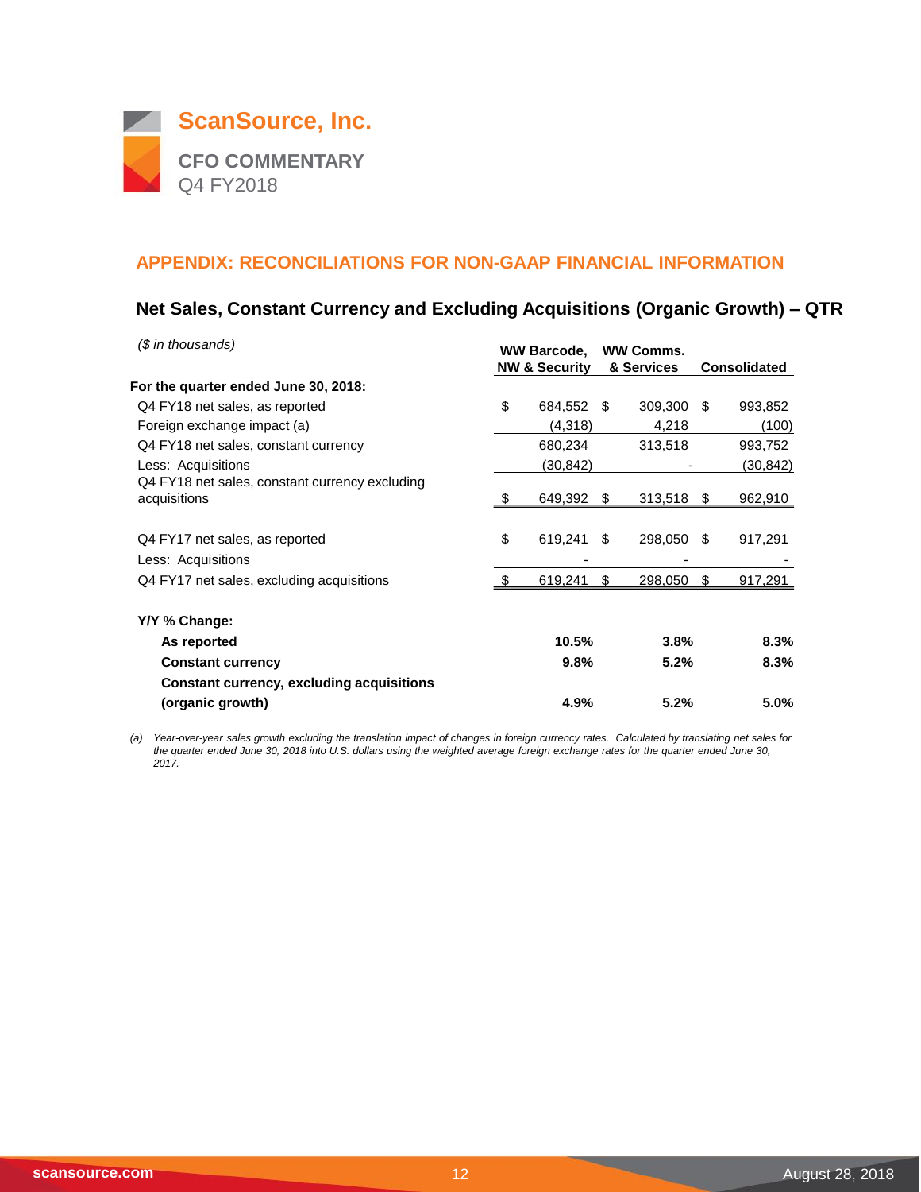# ScanSource, Inc.

## CFO COMMENTARY
Q4 FY2018

## APPENDIX: RECONCILIATIONS FOR NON-GAAP FINANCIAL INFORMATION

### Net Sales, Constant Currency and Excluding Acquisitions (Organic Growth) – QTR

*($ in thousands)*

| | WW Barcode, NW & Security | WW Comms. & Services | Consolidated |
|---|---|---|---|
| **For the quarter ended June 30, 2018:** | | | |
| Q4 FY18 net sales, as reported | $ 684,552 | $ 309,300 | $ 993,852 |
| Foreign exchange impact (a) | (4,318) | 4,218 | (100) |
| Q4 FY18 net sales, constant currency | 680,234 | 313,518 | 993,752 |
| Less: Acquisitions | (30,842) | - | (30,842) |
| Q4 FY18 net sales, constant currency excluding acquisitions | $ 649,392 | $ 313,518 | $ 962,910 |
| | | | |
| Q4 FY17 net sales, as reported | $ 619,241 | $ 298,050 | $ 917,291 |
| Less: Acquisitions | - | - | - |
| Q4 FY17 net sales, excluding acquisitions | $ 619,241 | $ 298,050 | $ 917,291 |
| | | | |
| **Y/Y % Change:** | | | |
| **As reported** | **10.5%** | **3.8%** | **8.3%** |
| **Constant currency** | **9.8%** | **5.2%** | **8.3%** |
| **Constant currency, excluding acquisitions (organic growth)** | **4.9%** | **5.2%** | **5.0%** |

*(a) Year-over-year sales growth excluding the translation impact of changes in foreign currency rates. Calculated by translating net sales for the quarter ended June 30, 2018 into U.S. dollars using the weighted average foreign exchange rates for the quarter ended June 30, 2017.*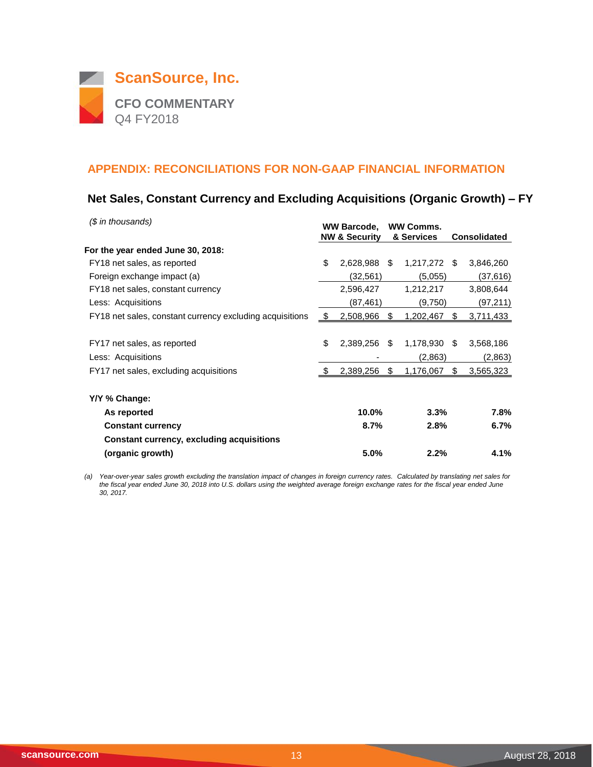# ScanSource, Inc.

**CFO COMMENTARY**
Q4 FY2018

## APPENDIX: RECONCILIATIONS FOR NON-GAAP FINANCIAL INFORMATION

### Net Sales, Constant Currency and Excluding Acquisitions (Organic Growth) – FY

*($ in thousands)*

| | WW Barcode, NW & Security | WW Comms. & Services | Consolidated |
|---|---|---|---|
| **For the year ended June 30, 2018:** | | | |
| FY18 net sales, as reported | $ 2,628,988 | $ 1,217,272 | $ 3,846,260 |
| Foreign exchange impact (a) | (32,561) | (5,055) | (37,616) |
| FY18 net sales, constant currency | 2,596,427 | 1,212,217 | 3,808,644 |
| Less: Acquisitions | (87,461) | (9,750) | (97,211) |
| FY18 net sales, constant currency excluding acquisitions | $ 2,508,966 | $ 1,202,467 | $ 3,711,433 |
| | | | |
| FY17 net sales, as reported | $ 2,389,256 | $ 1,178,930 | $ 3,568,186 |
| Less: Acquisitions | - | (2,863) | (2,863) |
| FY17 net sales, excluding acquisitions | $ 2,389,256 | $ 1,176,067 | $ 3,565,323 |
| | | | |
| **Y/Y % Change:** | | | |
| **As reported** | **10.0%** | **3.3%** | **7.8%** |
| **Constant currency** | **8.7%** | **2.8%** | **6.7%** |
| **Constant currency, excluding acquisitions (organic growth)** | **5.0%** | **2.2%** | **4.1%** |

*(a) Year-over-year sales growth excluding the translation impact of changes in foreign currency rates. Calculated by translating net sales for the fiscal year ended June 30, 2018 into U.S. dollars using the weighted average foreign exchange rates for the fiscal year ended June 30, 2017.*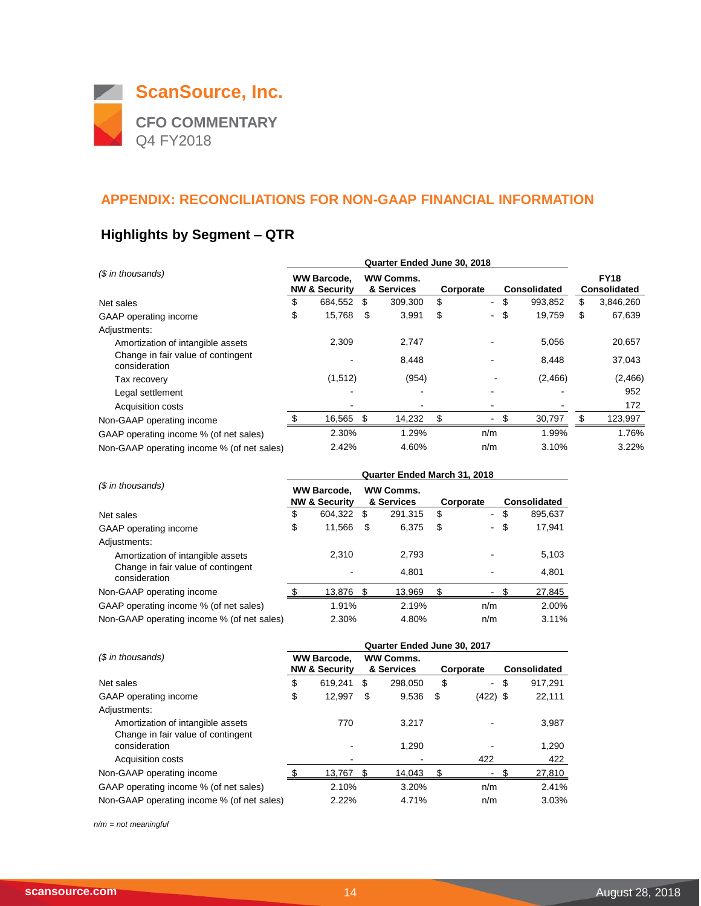# ScanSource, Inc.

## CFO COMMENTARY
Q4 FY2018

## APPENDIX: RECONCILIATIONS FOR NON-GAAP FINANCIAL INFORMATION

### Highlights by Segment – QTR

| *($ in thousands)* | Quarter Ended June 30, 2018 | | | | |
|---|---|---|---|---|---|
| | WW Barcode, NW & Security | WW Comms. & Services | Corporate | Consolidated | FY18 Consolidated |
| Net sales | $ 684,552 | $ 309,300 | $ - | $ 993,852 | $ 3,846,260 |
| GAAP operating income | $ 15,768 | $ 3,991 | $ - | $ 19,759 | $ 67,639 |
| Adjustments: | | | | | |
| Amortization of intangible assets | 2,309 | 2,747 | - | 5,056 | 20,657 |
| Change in fair value of contingent consideration | - | 8,448 | - | 8,448 | 37,043 |
| Tax recovery | (1,512) | (954) | - | (2,466) | (2,466) |
| Legal settlement | - | - | - | - | 952 |
| Acquisition costs | - | - | - | - | 172 |
| Non-GAAP operating income | $ 16,565 | $ 14,232 | $ - | $ 30,797 | $ 123,997 |
| GAAP operating income % (of net sales) | 2.30% | 1.29% | n/m | 1.99% | 1.76% |
| Non-GAAP operating income % (of net sales) | 2.42% | 4.60% | n/m | 3.10% | 3.22% |

| *($ in thousands)* | Quarter Ended March 31, 2018 | | | |
|---|---|---|---|---|
| | WW Barcode, NW & Security | WW Comms. & Services | Corporate | Consolidated |
| Net sales | $ 604,322 | $ 291,315 | $ - | $ 895,637 |
| GAAP operating income | $ 11,566 | $ 6,375 | $ - | $ 17,941 |
| Adjustments: | | | | |
| Amortization of intangible assets | 2,310 | 2,793 | - | 5,103 |
| Change in fair value of contingent consideration | - | 4,801 | - | 4,801 |
| Non-GAAP operating income | $ 13,876 | $ 13,969 | $ - | $ 27,845 |
| GAAP operating income % (of net sales) | 1.91% | 2.19% | n/m | 2.00% |
| Non-GAAP operating income % (of net sales) | 2.30% | 4.80% | n/m | 3.11% |

| *($ in thousands)* | Quarter Ended June 30, 2017 | | | |
|---|---|---|---|---|
| | WW Barcode, NW & Security | WW Comms. & Services | Corporate | Consolidated |
| Net sales | $ 619,241 | $ 298,050 | $ - | $ 917,291 |
| GAAP operating income | $ 12,997 | $ 9,536 | $ (422) | $ 22,111 |
| Adjustments: | | | | |
| Amortization of intangible assets | 770 | 3,217 | - | 3,987 |
| Change in fair value of contingent consideration | - | 1,290 | - | 1,290 |
| Acquisition costs | - | - | 422 | 422 |
| Non-GAAP operating income | $ 13,767 | $ 14,043 | $ - | $ 27,810 |
| GAAP operating income % (of net sales) | 2.10% | 3.20% | n/m | 2.41% |
| Non-GAAP operating income % (of net sales) | 2.22% | 4.71% | n/m | 3.03% |

*n/m = not meaningful*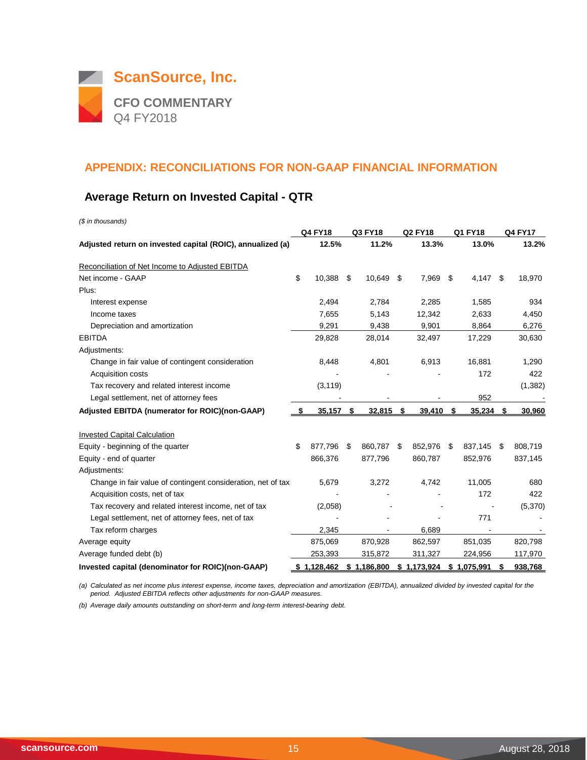# ScanSource, Inc.

## CFO COMMENTARY
Q4 FY2018

## APPENDIX: RECONCILIATIONS FOR NON-GAAP FINANCIAL INFORMATION

### Average Return on Invested Capital - QTR

*($ in thousands)*

| | Q4 FY18 | Q3 FY18 | Q2 FY18 | Q1 FY18 | Q4 FY17 |
|---|---|---|---|---|---|
| **Adjusted return on invested capital (ROIC), annualized (a)** | **12.5%** | **11.2%** | **13.3%** | **13.0%** | **13.2%** |
| | | | | | |
| Reconciliation of Net Income to Adjusted EBITDA | | | | | |
| Net income - GAAP | $ 10,388 | $ 10,649 | $ 7,969 | $ 4,147 | $ 18,970 |
| Plus: | | | | | |
| Interest expense | 2,494 | 2,784 | 2,285 | 1,585 | 934 |
| Income taxes | 7,655 | 5,143 | 12,342 | 2,633 | 4,450 |
| Depreciation and amortization | 9,291 | 9,438 | 9,901 | 8,864 | 6,276 |
| EBITDA | 29,828 | 28,014 | 32,497 | 17,229 | 30,630 |
| Adjustments: | | | | | |
| Change in fair value of contingent consideration | 8,448 | 4,801 | 6,913 | 16,881 | 1,290 |
| Acquisition costs | - | - | - | 172 | 422 |
| Tax recovery and related interest income | (3,119) | | | | (1,382) |
| Legal settlement, net of attorney fees | - | - | - | 952 | - |
| **Adjusted EBITDA (numerator for ROIC)(non-GAAP)** | **$ 35,157** | **$ 32,815** | **$ 39,410** | **$ 35,234** | **$ 30,960** |
| | | | | | |
| Invested Capital Calculation | | | | | |
| Equity - beginning of the quarter | $ 877,796 | $ 860,787 | $ 852,976 | $ 837,145 | $ 808,719 |
| Equity - end of quarter | 866,376 | 877,796 | 860,787 | 852,976 | 837,145 |
| Adjustments: | | | | | |
| Change in fair value of contingent consideration, net of tax | 5,679 | 3,272 | 4,742 | 11,005 | 680 |
| Acquisition costs, net of tax | - | - | - | 172 | 422 |
| Tax recovery and related interest income, net of tax | (2,058) | - | - | - | (5,370) |
| Legal settlement, net of attorney fees, net of tax | - | - | - | 771 | - |
| Tax reform charges | 2,345 | - | 6,689 | - | - |
| Average equity | 875,069 | 870,928 | 862,597 | 851,035 | 820,798 |
| Average funded debt (b) | 253,393 | 315,872 | 311,327 | 224,956 | 117,970 |
| **Invested capital (denominator for ROIC)(non-GAAP)** | **$ 1,128,462** | **$ 1,186,800** | **$ 1,173,924** | **$ 1,075,991** | **$ 938,768** |

*(a) Calculated as net income plus interest expense, income taxes, depreciation and amortization (EBITDA), annualized divided by invested capital for the period. Adjusted EBITDA reflects other adjustments for non-GAAP measures.*

*(b) Average daily amounts outstanding on short-term and long-term interest-bearing debt.*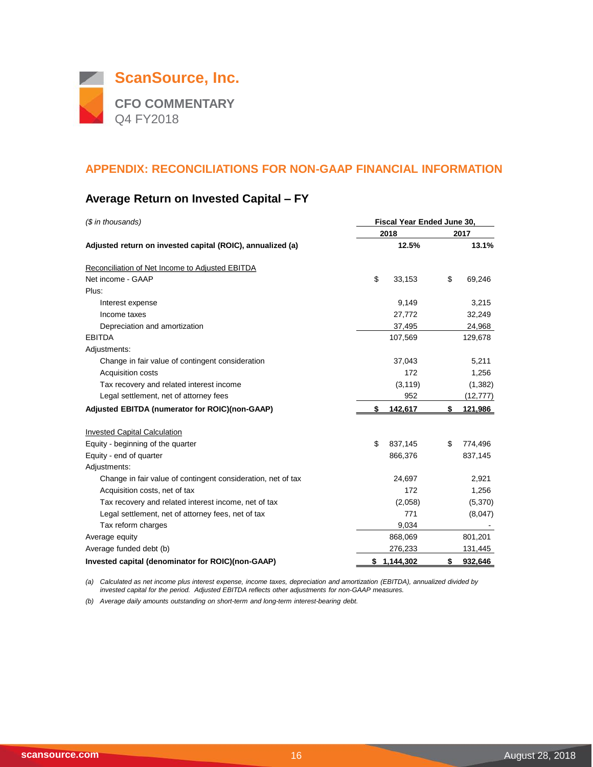# ScanSource, Inc.

## CFO COMMENTARY

Q4 FY2018

## APPENDIX: RECONCILIATIONS FOR NON-GAAP FINANCIAL INFORMATION

### Average Return on Invested Capital – FY

| *($ in thousands)* | Fiscal Year Ended June 30, 2018 | Fiscal Year Ended June 30, 2017 |
|---|---|---|
| **Adjusted return on invested capital (ROIC), annualized (a)** | **12.5%** | **13.1%** |
| | | |
| Reconciliation of Net Income to Adjusted EBITDA | | |
| Net income - GAAP | $ 33,153 | $ 69,246 |
| Plus: | | |
| Interest expense | 9,149 | 3,215 |
| Income taxes | 27,772 | 32,249 |
| Depreciation and amortization | 37,495 | 24,968 |
| EBITDA | 107,569 | 129,678 |
| Adjustments: | | |
| Change in fair value of contingent consideration | 37,043 | 5,211 |
| Acquisition costs | 172 | 1,256 |
| Tax recovery and related interest income | (3,119) | (1,382) |
| Legal settlement, net of attorney fees | 952 | (12,777) |
| **Adjusted EBITDA (numerator for ROIC)(non-GAAP)** | **$ 142,617** | **$ 121,986** |
| | | |
| Invested Capital Calculation | | |
| Equity - beginning of the quarter | $ 837,145 | $ 774,496 |
| Equity - end of quarter | 866,376 | 837,145 |
| Adjustments: | | |
| Change in fair value of contingent consideration, net of tax | 24,697 | 2,921 |
| Acquisition costs, net of tax | 172 | 1,256 |
| Tax recovery and related interest income, net of tax | (2,058) | (5,370) |
| Legal settlement, net of attorney fees, net of tax | 771 | (8,047) |
| Tax reform charges | 9,034 | - |
| Average equity | 868,069 | 801,201 |
| Average funded debt (b) | 276,233 | 131,445 |
| **Invested capital (denominator for ROIC)(non-GAAP)** | **$ 1,144,302** | **$ 932,646** |

*(a) Calculated as net income plus interest expense, income taxes, depreciation and amortization (EBITDA), annualized divided by invested capital for the period. Adjusted EBITDA reflects other adjustments for non-GAAP measures.*

*(b) Average daily amounts outstanding on short-term and long-term interest-bearing debt.*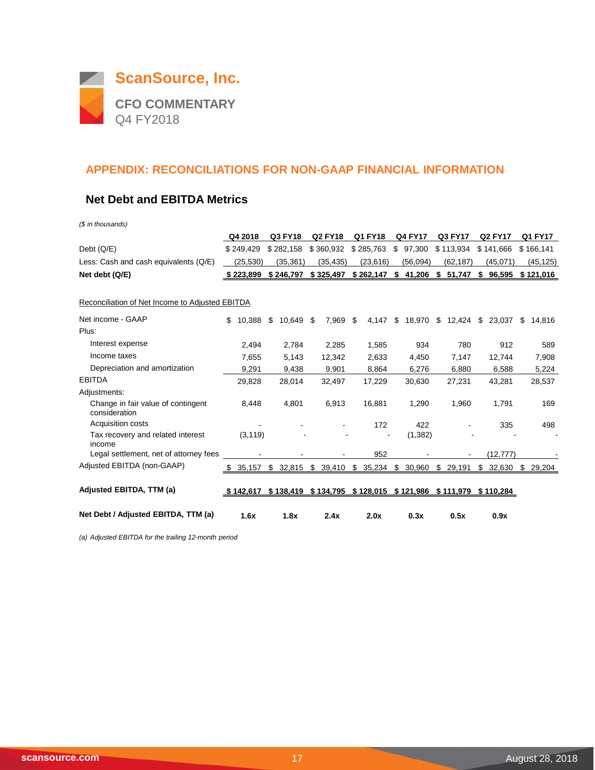# ScanSource, Inc.

## CFO COMMENTARY
Q4 FY2018

## APPENDIX: RECONCILIATIONS FOR NON-GAAP FINANCIAL INFORMATION

### Net Debt and EBITDA Metrics

*($ in thousands)*

| | Q4 2018 | Q3 FY18 | Q2 FY18 | Q1 FY18 | Q4 FY17 | Q3 FY17 | Q2 FY17 | Q1 FY17 |
|---|---|---|---|---|---|---|---|---|
| Debt (Q/E) | $ 249,429 | $ 282,158 | $ 360,932 | $ 285,763 | $ 97,300 | $ 113,934 | $ 141,666 | $ 166,141 |
| Less: Cash and cash equivalents (Q/E) | (25,530) | (35,361) | (35,435) | (23,616) | (56,094) | (62,187) | (45,071) | (45,125) |
| **Net debt (Q/E)** | **$ 223,899** | **$ 246,797** | **$ 325,497** | **$ 262,147** | **$ 41,206** | **$ 51,747** | **$ 96,595** | **$ 121,016** |

Reconciliation of Net Income to Adjusted EBITDA

| | Q4 2018 | Q3 FY18 | Q2 FY18 | Q1 FY18 | Q4 FY17 | Q3 FY17 | Q2 FY17 | Q1 FY17 |
|---|---|---|---|---|---|---|---|---|
| Net income - GAAP | $ 10,388 | $ 10,649 | $ 7,969 | $ 4,147 | $ 18,970 | $ 12,424 | $ 23,037 | $ 14,816 |
| Plus: | | | | | | | | |
| Interest expense | 2,494 | 2,784 | 2,285 | 1,585 | 934 | 780 | 912 | 589 |
| Income taxes | 7,655 | 5,143 | 12,342 | 2,633 | 4,450 | 7,147 | 12,744 | 7,908 |
| Depreciation and amortization | 9,291 | 9,438 | 9,901 | 8,864 | 6,276 | 6,880 | 6,588 | 5,224 |
| EBITDA | 29,828 | 28,014 | 32,497 | 17,229 | 30,630 | 27,231 | 43,281 | 28,537 |
| Adjustments: | | | | | | | | |
| Change in fair value of contingent consideration | 8,448 | 4,801 | 6,913 | 16,881 | 1,290 | 1,960 | 1,791 | 169 |
| Acquisition costs | - | - | - | 172 | 422 | - | 335 | 498 |
| Tax recovery and related interest income | (3,119) | - | - | - | (1,382) | - | - | - |
| Legal settlement, net of attorney fees | - | - | - | 952 | - | - | (12,777) | - |
| Adjusted EBITDA (non-GAAP) | $ 35,157 | $ 32,815 | $ 39,410 | $ 35,234 | $ 30,960 | $ 29,191 | $ 32,630 | $ 29,204 |
| **Adjusted EBITDA, TTM (a)** | **$ 142,617** | **$ 138,419** | **$ 134,795** | **$ 128,015** | **$ 121,986** | **$ 111,979** | **$ 110,284** | |
| **Net Debt / Adjusted EBITDA, TTM (a)** | **1.6x** | **1.8x** | **2.4x** | **2.0x** | **0.3x** | **0.5x** | **0.9x** | |

*(a) Adjusted EBITDA for the trailing 12-month period*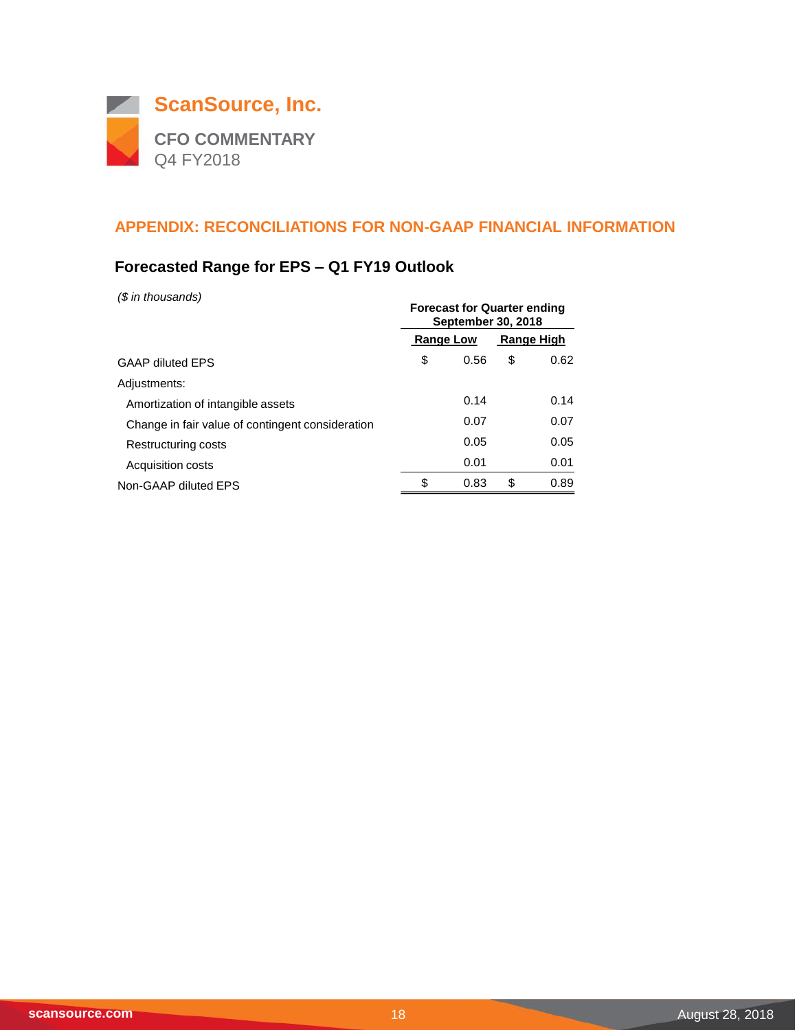ScanSource, Inc.

CFO COMMENTARY
Q4 FY2018

## APPENDIX: RECONCILIATIONS FOR NON-GAAP FINANCIAL INFORMATION

### Forecasted Range for EPS – Q1 FY19 Outlook

*($ in thousands)*

| | Forecast for Quarter ending September 30, 2018 | |
|---|---|---|
| | Range Low | Range High |
| GAAP diluted EPS | $ 0.56 | $ 0.62 |
| Adjustments: | | |
| Amortization of intangible assets | 0.14 | 0.14 |
| Change in fair value of contingent consideration | 0.07 | 0.07 |
| Restructuring costs | 0.05 | 0.05 |
| Acquisition costs | 0.01 | 0.01 |
| Non-GAAP diluted EPS | $ 0.83 | $ 0.89 |